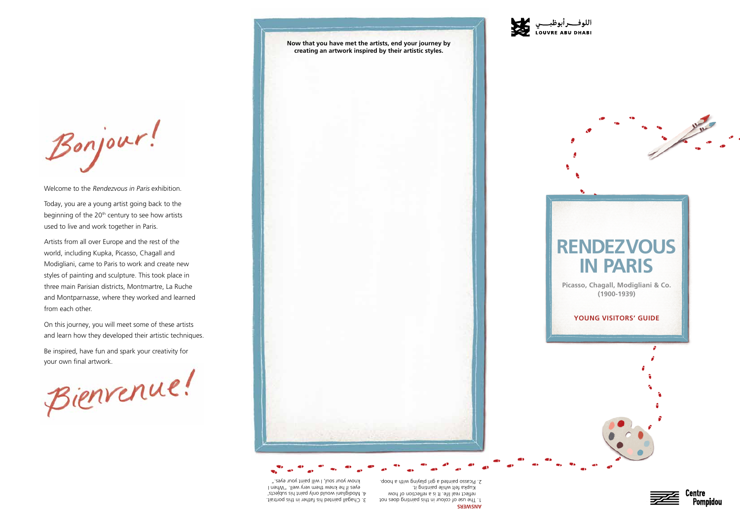Bonjour!

Welcome to the *Rendezvous in Paris* exhibition.

Today, you are a young artist going back to the beginning of the 20th century to see how artists used to live and work together in Paris.

Artists from all over Europe and the rest of the world, including Kupka, Picasso, Chagall and Modigliani, came to Paris to work and create new styles of painting and sculpture. This took place in three main Parisian districts, Montmartre, La Ruche and Montparnasse, where they worked and learned from each other.

On this journey, you will meet some of these artists and learn how they developed their artistic techniques.

Be inspired, have fun and spark your creativity for your own final artwork.

Bienvenue!

**Now that you have met the artists, end your journey by creating an artwork inspired by their artistic styles.**

**ANSWERS**

1. The use of colour in this painting does not reflect real life. It is a reflection of how Kupka felt while painting it.
2. Picasso painted a girl playing with a hoop.
3. Chagall painted his father in this portrait.
4. Modigliani would only paint his subjects' eyes if he knew them very well. "When I know your soul, I will paint your eyes."

اللوفـــر أبوظبـــي
LOUVRE ABU DHABI

# RENDEZVOUS IN PARIS

**Picasso, Chagall, Modigliani & Co. (1900-1939)**

**YOUNG VISITORS' GUIDE**

Centre Pompidou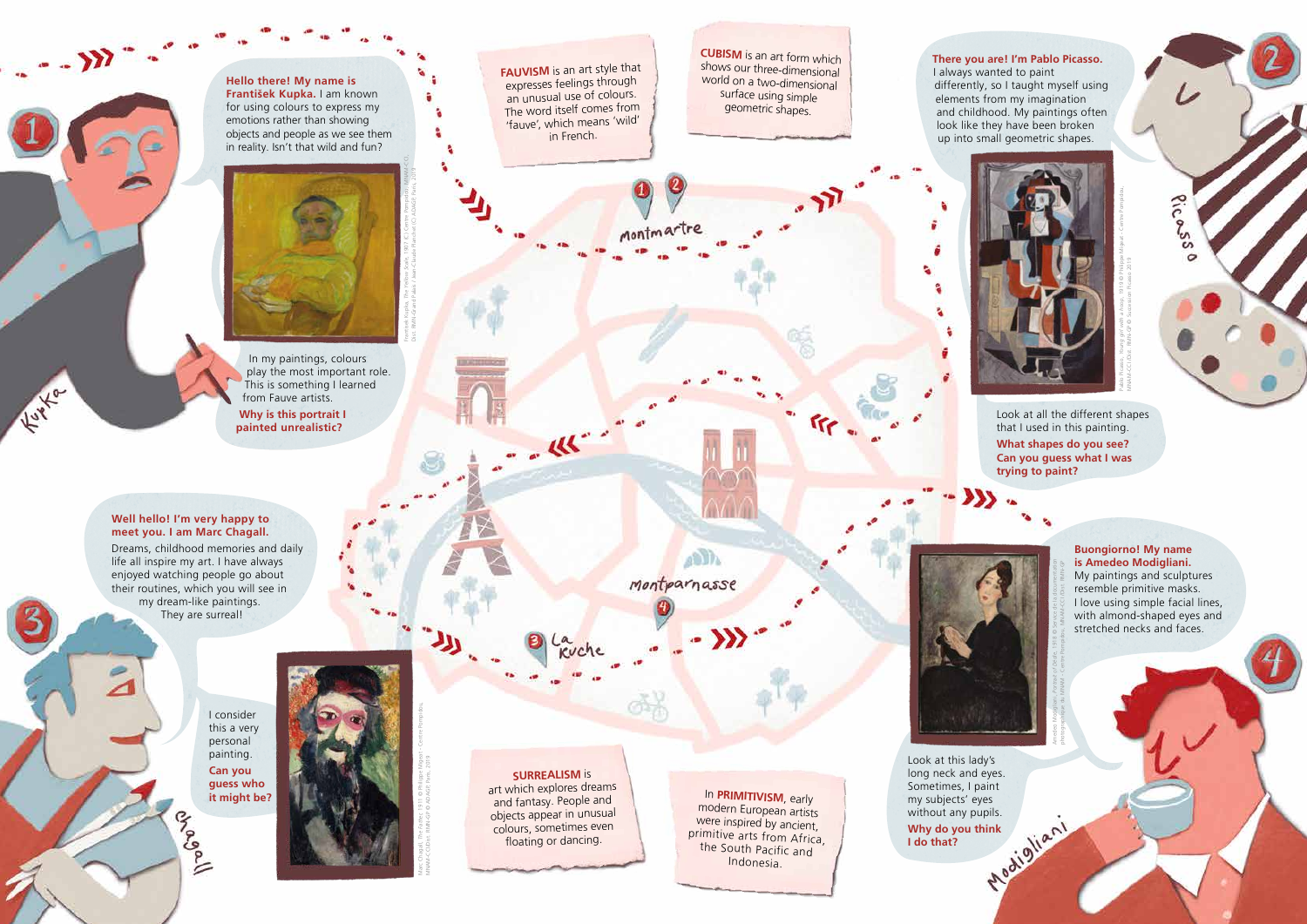**Hello there! My name is František Kupka.** I am known for using colours to express my emotions rather than showing objects and people as we see them in reality. Isn't that wild and fun?

František Kupka, The Yellow Scale, 1907 © Centre Pompidou, MNAM-CCI, Dist. RMN-Grand Palais / Jean-Claude Planchet © ADAGP, Paris, 2019

In my paintings, colours play the most important role. This is something I learned from Fauve artists.

**Why is this portrait I painted unrealistic?**

Kupka

**FAUVISM** is an art style that expresses feelings through an unusual use of colours. The word itself comes from 'fauve', which means 'wild' in French.

**CUBISM** is an art form which shows our three-dimensional world on a two-dimensional surface using simple geometric shapes.

**There you are! I'm Pablo Picasso.** I always wanted to paint differently, so I taught myself using elements from my imagination and childhood. My paintings often look like they have been broken up into small geometric shapes.

Pablo Picasso, Young girl with a mandolin, 1910 © Philippe Migeat - Centre Pompidou, MNAM-CCI /Dist. RMN-GP © Succession Picasso 2019

Look at all the different shapes that I used in this painting.

**What shapes do you see? Can you guess what I was trying to paint?**

Picasso

Montmartre

Montparnasse

La Ruche

**Well hello! I'm very happy to meet you. I am Marc Chagall.**

Dreams, childhood memories and daily life all inspire my art. I have always enjoyed watching people go about their routines, which you will see in my dream-like paintings. They are surreal!

I consider this a very personal painting.

**Can you guess who it might be?**

Marc Chagall, The Father, 1911 © Philippe Migeat - Centre Pompidou, MNAM-CCI/Dist. RMN-GP © ADAGP, Paris, 2019

Chagall

**SURREALISM** is art which explores dreams and fantasy. People and objects appear in unusual colours, sometimes even floating or dancing.

In **PRIMITIVISM**, early modern European artists were inspired by ancient, primitive arts from Africa, the South Pacific and Indonesia.

**Buongiorno! My name is Amedeo Modigliani.**

My paintings and sculptures resemble primitive masks. I love using simple facial lines, with almond-shaped eyes and stretched necks and faces.

Amedeo Modigliani, Portrait of Dédie, 1918 © Service de la documentation photographique du MNAM - Centre Pompidou, MNAM-CCI /Dist. RMN-GP

Look at this lady's long neck and eyes. Sometimes, I paint my subjects' eyes without any pupils.

**Why do you think I do that?**

Modigliani